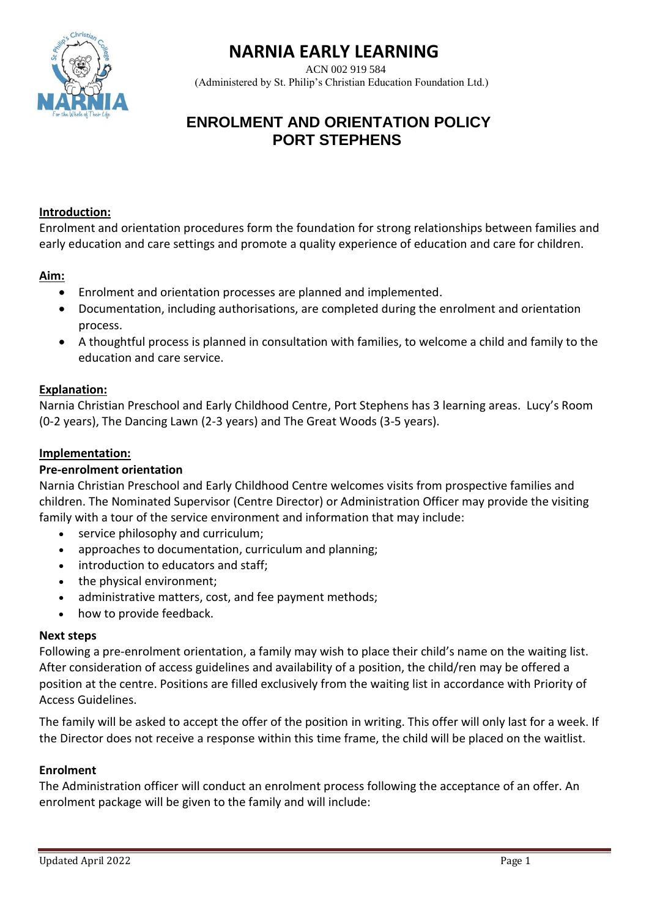# NARNIA EARLY LEARNING

ACN 002 919 584
(Administered by St. Philip's Christian Education Foundation Ltd.)

## ENROLMENT AND ORIENTATION POLICY
## PORT STEPHENS

**Introduction:**

Enrolment and orientation procedures form the foundation for strong relationships between families and early education and care settings and promote a quality experience of education and care for children.

**Aim:**

- Enrolment and orientation processes are planned and implemented.
- Documentation, including authorisations, are completed during the enrolment and orientation process.
- A thoughtful process is planned in consultation with families, to welcome a child and family to the education and care service.

**Explanation:**

Narnia Christian Preschool and Early Childhood Centre, Port Stephens has 3 learning areas. Lucy's Room (0-2 years), The Dancing Lawn (2-3 years) and The Great Woods (3-5 years).

**Implementation:**

**Pre-enrolment orientation**

Narnia Christian Preschool and Early Childhood Centre welcomes visits from prospective families and children. The Nominated Supervisor (Centre Director) or Administration Officer may provide the visiting family with a tour of the service environment and information that may include:

- service philosophy and curriculum;
- approaches to documentation, curriculum and planning;
- introduction to educators and staff;
- the physical environment;
- administrative matters, cost, and fee payment methods;
- how to provide feedback.

**Next steps**

Following a pre-enrolment orientation, a family may wish to place their child's name on the waiting list. After consideration of access guidelines and availability of a position, the child/ren may be offered a position at the centre. Positions are filled exclusively from the waiting list in accordance with Priority of Access Guidelines.

The family will be asked to accept the offer of the position in writing. This offer will only last for a week. If the Director does not receive a response within this time frame, the child will be placed on the waitlist.

**Enrolment**

The Administration officer will conduct an enrolment process following the acceptance of an offer. An enrolment package will be given to the family and will include: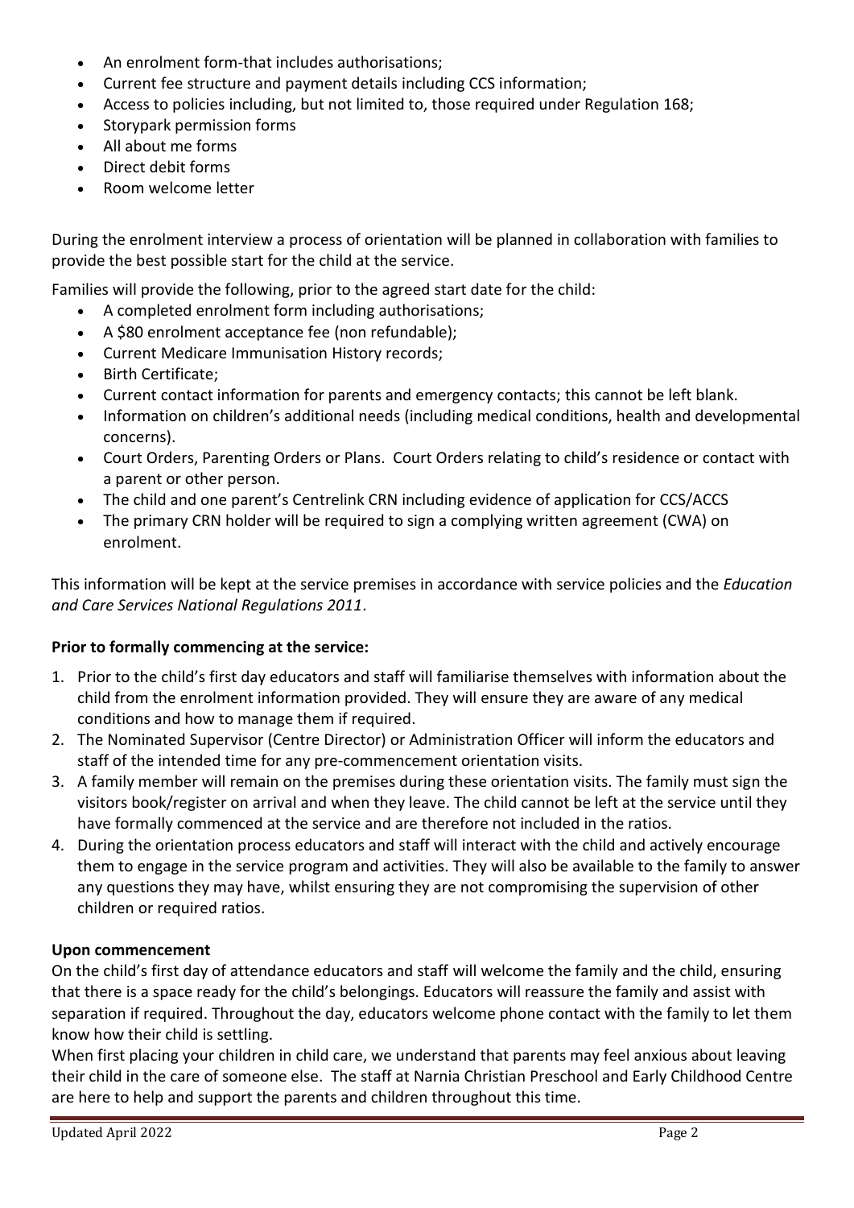- An enrolment form-that includes authorisations;
- Current fee structure and payment details including CCS information;
- Access to policies including, but not limited to, those required under Regulation 168;
- Storypark permission forms
- All about me forms
- Direct debit forms
- Room welcome letter

During the enrolment interview a process of orientation will be planned in collaboration with families to provide the best possible start for the child at the service.

Families will provide the following, prior to the agreed start date for the child:

- A completed enrolment form including authorisations;
- A $80 enrolment acceptance fee (non refundable);
- Current Medicare Immunisation History records;
- Birth Certificate;
- Current contact information for parents and emergency contacts; this cannot be left blank.
- Information on children's additional needs (including medical conditions, health and developmental concerns).
- Court Orders, Parenting Orders or Plans. Court Orders relating to child's residence or contact with a parent or other person.
- The child and one parent's Centrelink CRN including evidence of application for CCS/ACCS
- The primary CRN holder will be required to sign a complying written agreement (CWA) on enrolment.

This information will be kept at the service premises in accordance with service policies and the *Education and Care Services National Regulations 2011*.

**Prior to formally commencing at the service:**

1. Prior to the child's first day educators and staff will familiarise themselves with information about the child from the enrolment information provided. They will ensure they are aware of any medical conditions and how to manage them if required.
2. The Nominated Supervisor (Centre Director) or Administration Officer will inform the educators and staff of the intended time for any pre-commencement orientation visits.
3. A family member will remain on the premises during these orientation visits. The family must sign the visitors book/register on arrival and when they leave. The child cannot be left at the service until they have formally commenced at the service and are therefore not included in the ratios.
4. During the orientation process educators and staff will interact with the child and actively encourage them to engage in the service program and activities. They will also be available to the family to answer any questions they may have, whilst ensuring they are not compromising the supervision of other children or required ratios.

**Upon commencement**

On the child's first day of attendance educators and staff will welcome the family and the child, ensuring that there is a space ready for the child's belongings. Educators will reassure the family and assist with separation if required. Throughout the day, educators welcome phone contact with the family to let them know how their child is settling.

When first placing your children in child care, we understand that parents may feel anxious about leaving their child in the care of someone else. The staff at Narnia Christian Preschool and Early Childhood Centre are here to help and support the parents and children throughout this time.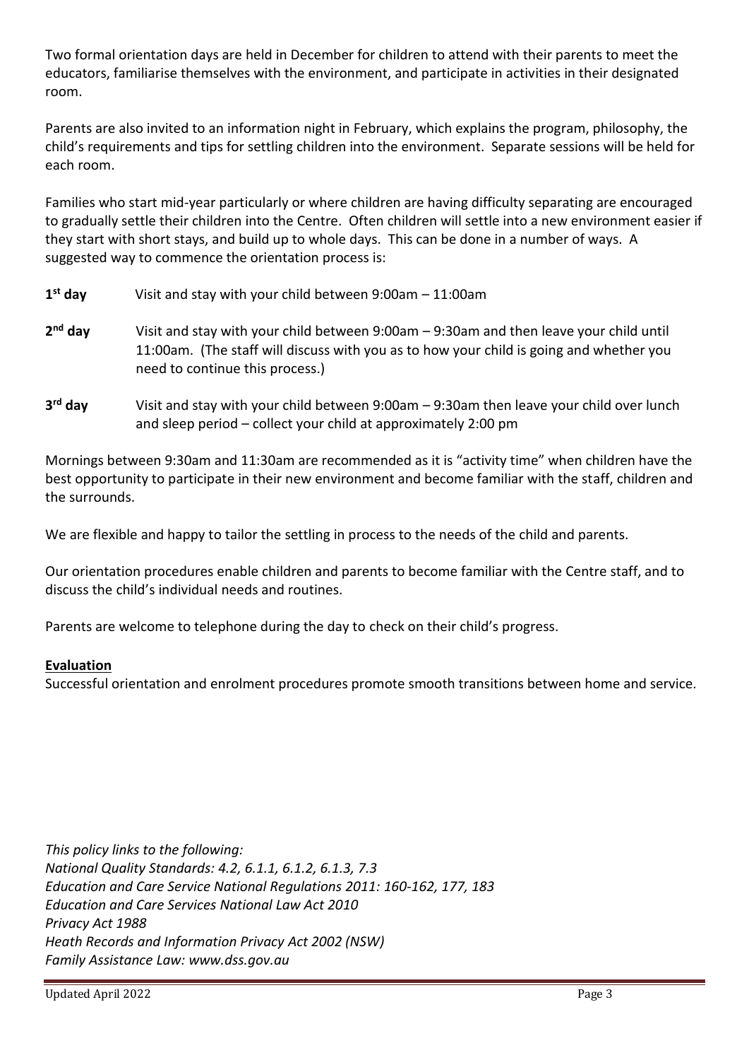Two formal orientation days are held in December for children to attend with their parents to meet the educators, familiarise themselves with the environment, and participate in activities in their designated room.

Parents are also invited to an information night in February, which explains the program, philosophy, the child's requirements and tips for settling children into the environment. Separate sessions will be held for each room.

Families who start mid-year particularly or where children are having difficulty separating are encouraged to gradually settle their children into the Centre. Often children will settle into a new environment easier if they start with short stays, and build up to whole days. This can be done in a number of ways. A suggested way to commence the orientation process is:

**1st day** Visit and stay with your child between 9:00am – 11:00am

**2nd day** Visit and stay with your child between 9:00am – 9:30am and then leave your child until 11:00am. (The staff will discuss with you as to how your child is going and whether you need to continue this process.)

**3rd day** Visit and stay with your child between 9:00am – 9:30am then leave your child over lunch and sleep period – collect your child at approximately 2:00 pm

Mornings between 9:30am and 11:30am are recommended as it is "activity time" when children have the best opportunity to participate in their new environment and become familiar with the staff, children and the surrounds.

We are flexible and happy to tailor the settling in process to the needs of the child and parents.

Our orientation procedures enable children and parents to become familiar with the Centre staff, and to discuss the child's individual needs and routines.

Parents are welcome to telephone during the day to check on their child's progress.

**Evaluation**

Successful orientation and enrolment procedures promote smooth transitions between home and service.

*This policy links to the following:*
*National Quality Standards: 4.2, 6.1.1, 6.1.2, 6.1.3, 7.3*
*Education and Care Service National Regulations 2011: 160-162, 177, 183*
*Education and Care Services National Law Act 2010*
*Privacy Act 1988*
*Heath Records and Information Privacy Act 2002 (NSW)*
*Family Assistance Law: www.dss.gov.au*

Updated April 2022